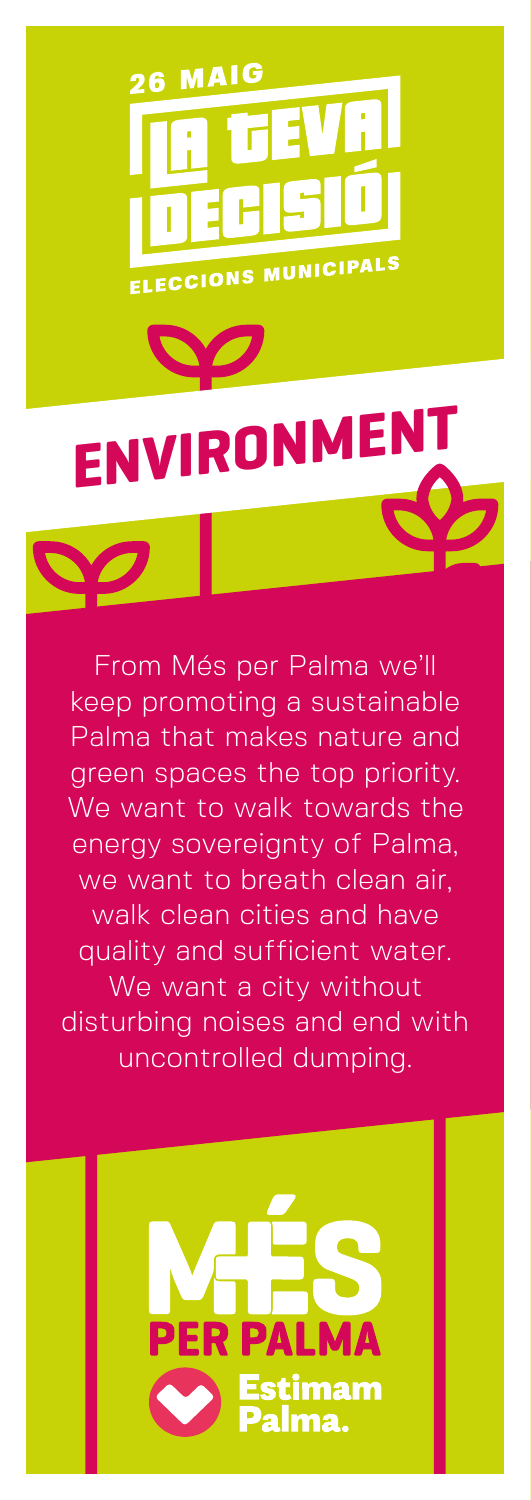26 MAIG

# LA TEVA DECISIÓ

ELECCIONS MUNICIPALS

## ENVIRONMENT

From Més per Palma we'll keep promoting a sustainable Palma that makes nature and green spaces the top priority. We want to walk towards the energy sovereignty of Palma, we want to breath clean air, walk clean cities and have quality and sufficient water. We want a city without disturbing noises and end with uncontrolled dumping.

MÉS PER PALMA

Estimam Palma.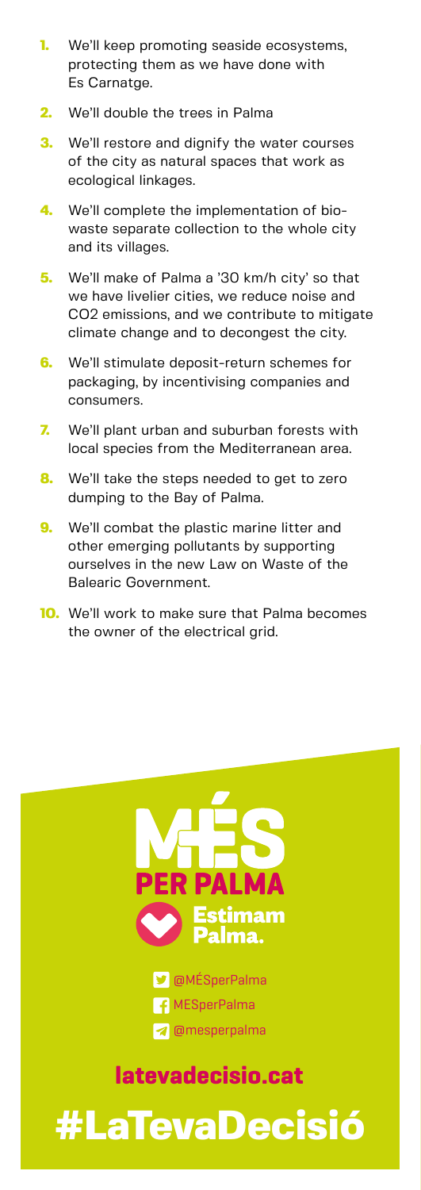1. We'll keep promoting seaside ecosystems, protecting them as we have done with Es Carnatge.
2. We'll double the trees in Palma
3. We'll restore and dignify the water courses of the city as natural spaces that work as ecological linkages.
4. We'll complete the implementation of bio-waste separate collection to the whole city and its villages.
5. We'll make of Palma a '30 km/h city' so that we have livelier cities, we reduce noise and $CO_2$ emissions, and we contribute to mitigate climate change and to decongest the city.
6. We'll stimulate deposit-return schemes for packaging, by incentivising companies and consumers.
7. We'll plant urban and suburban forests with local species from the Mediterranean area.
8. We'll take the steps needed to get to zero dumping to the Bay of Palma.
9. We'll combat the plastic marine litter and other emerging pollutants by supporting ourselves in the new Law on Waste of the Balearic Government.
10. We'll work to make sure that Palma becomes the owner of the electrical grid.

MÉS PER PALMA

Estimam Palma.

@MÉSperPalma

MESperPalma

@mesperpalma

**latevadecisio.cat**

**#LaTevaDecisió**